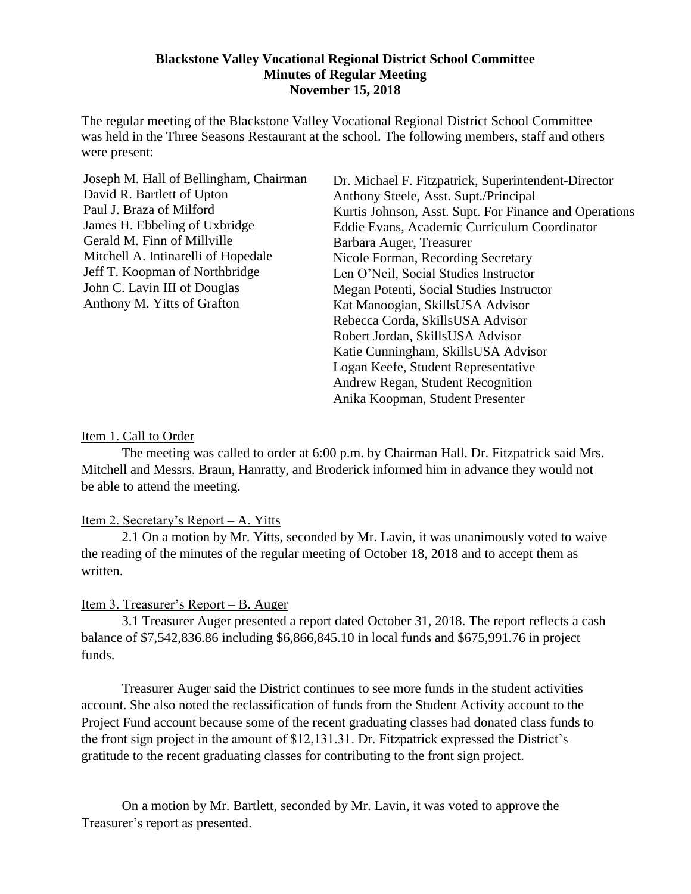**Blackstone Valley Vocational Regional District School Committee**
**Minutes of Regular Meeting**
**November 15, 2018**

The regular meeting of the Blackstone Valley Vocational Regional District School Committee was held in the Three Seasons Restaurant at the school. The following members, staff and others were present:

Joseph M. Hall of Bellingham, Chairman
David R. Bartlett of Upton
Paul J. Braza of Milford
James H. Ebbeling of Uxbridge
Gerald M. Finn of Millville
Mitchell A. Intinarelli of Hopedale
Jeff T. Koopman of Northbridge
John C. Lavin III of Douglas
Anthony M. Yitts of Grafton

Dr. Michael F. Fitzpatrick, Superintendent-Director
Anthony Steele, Asst. Supt./Principal
Kurtis Johnson, Asst. Supt. For Finance and Operations
Eddie Evans, Academic Curriculum Coordinator
Barbara Auger, Treasurer
Nicole Forman, Recording Secretary
Len O'Neil, Social Studies Instructor
Megan Potenti, Social Studies Instructor
Kat Manoogian, SkillsUSA Advisor
Rebecca Corda, SkillsUSA Advisor
Robert Jordan, SkillsUSA Advisor
Katie Cunningham, SkillsUSA Advisor
Logan Keefe, Student Representative
Andrew Regan, Student Recognition
Anika Koopman, Student Presenter

Item 1. Call to Order

The meeting was called to order at 6:00 p.m. by Chairman Hall. Dr. Fitzpatrick said Mrs. Mitchell and Messrs. Braun, Hanratty, and Broderick informed him in advance they would not be able to attend the meeting.

Item 2. Secretary's Report – A. Yitts

2.1 On a motion by Mr. Yitts, seconded by Mr. Lavin, it was unanimously voted to waive the reading of the minutes of the regular meeting of October 18, 2018 and to accept them as written.

Item 3. Treasurer's Report – B. Auger

3.1 Treasurer Auger presented a report dated October 31, 2018. The report reflects a cash balance of $7,542,836.86 including $6,866,845.10 in local funds and $675,991.76 in project funds.

Treasurer Auger said the District continues to see more funds in the student activities account. She also noted the reclassification of funds from the Student Activity account to the Project Fund account because some of the recent graduating classes had donated class funds to the front sign project in the amount of $12,131.31. Dr. Fitzpatrick expressed the District's gratitude to the recent graduating classes for contributing to the front sign project.

On a motion by Mr. Bartlett, seconded by Mr. Lavin, it was voted to approve the Treasurer's report as presented.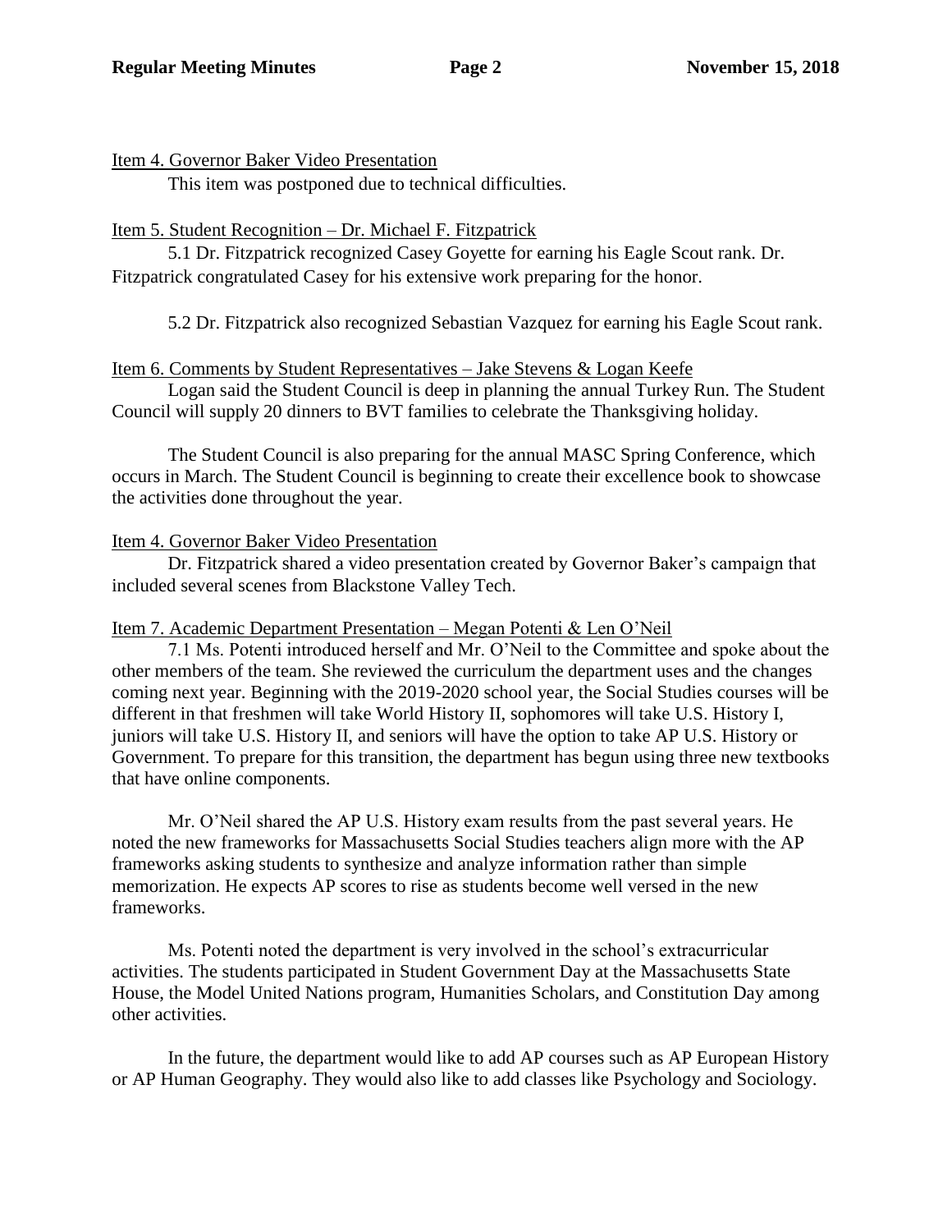Item 4. Governor Baker Video Presentation

This item was postponed due to technical difficulties.

Item 5. Student Recognition – Dr. Michael F. Fitzpatrick

5.1 Dr. Fitzpatrick recognized Casey Goyette for earning his Eagle Scout rank. Dr. Fitzpatrick congratulated Casey for his extensive work preparing for the honor.

5.2 Dr. Fitzpatrick also recognized Sebastian Vazquez for earning his Eagle Scout rank.

Item 6. Comments by Student Representatives – Jake Stevens & Logan Keefe

Logan said the Student Council is deep in planning the annual Turkey Run. The Student Council will supply 20 dinners to BVT families to celebrate the Thanksgiving holiday.

The Student Council is also preparing for the annual MASC Spring Conference, which occurs in March. The Student Council is beginning to create their excellence book to showcase the activities done throughout the year.

Item 4. Governor Baker Video Presentation

Dr. Fitzpatrick shared a video presentation created by Governor Baker's campaign that included several scenes from Blackstone Valley Tech.

Item 7. Academic Department Presentation – Megan Potenti & Len O'Neil

7.1 Ms. Potenti introduced herself and Mr. O'Neil to the Committee and spoke about the other members of the team. She reviewed the curriculum the department uses and the changes coming next year. Beginning with the 2019-2020 school year, the Social Studies courses will be different in that freshmen will take World History II, sophomores will take U.S. History I, juniors will take U.S. History II, and seniors will have the option to take AP U.S. History or Government. To prepare for this transition, the department has begun using three new textbooks that have online components.

Mr. O'Neil shared the AP U.S. History exam results from the past several years. He noted the new frameworks for Massachusetts Social Studies teachers align more with the AP frameworks asking students to synthesize and analyze information rather than simple memorization. He expects AP scores to rise as students become well versed in the new frameworks.

Ms. Potenti noted the department is very involved in the school's extracurricular activities. The students participated in Student Government Day at the Massachusetts State House, the Model United Nations program, Humanities Scholars, and Constitution Day among other activities.

In the future, the department would like to add AP courses such as AP European History or AP Human Geography. They would also like to add classes like Psychology and Sociology.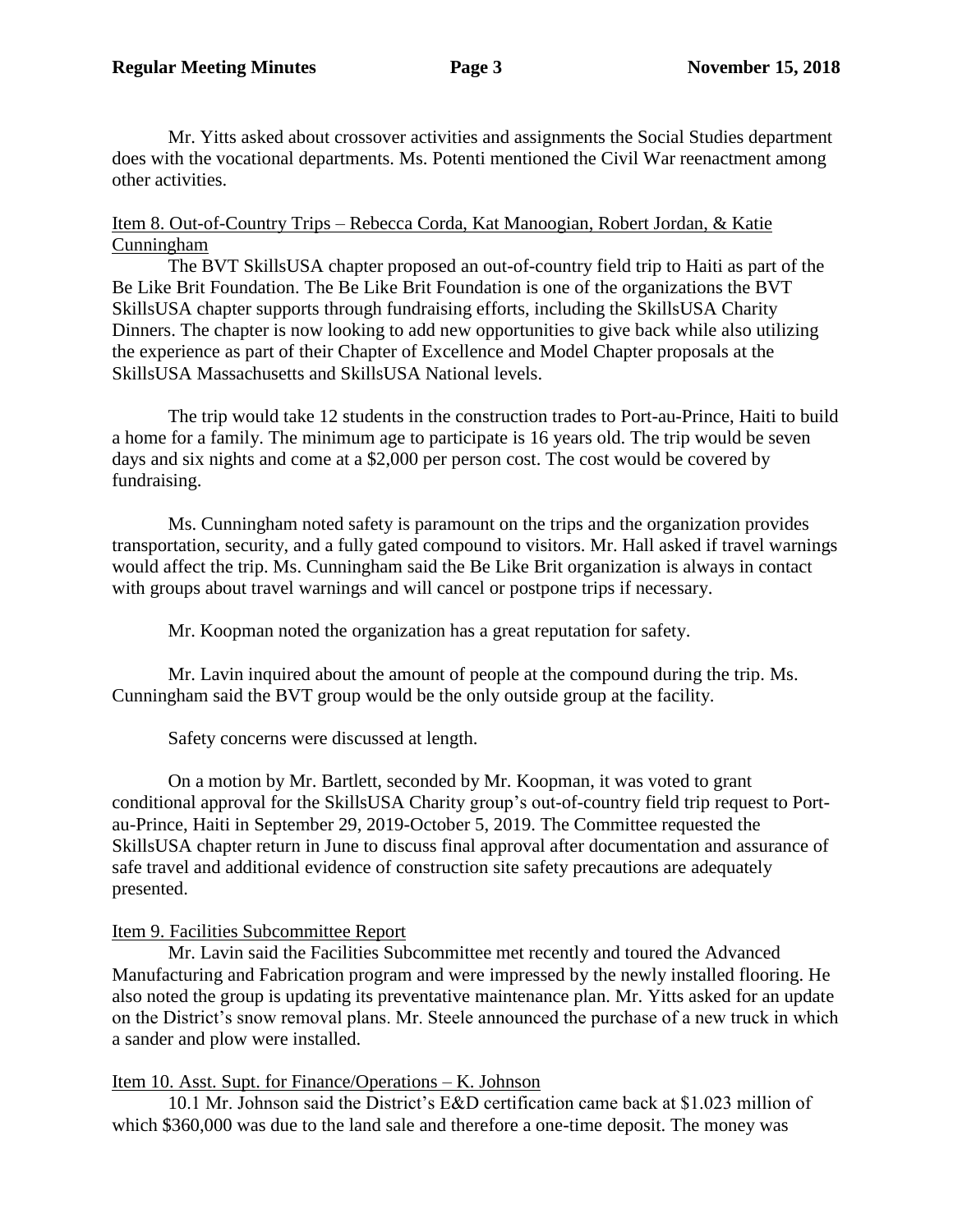Mr. Yitts asked about crossover activities and assignments the Social Studies department does with the vocational departments. Ms. Potenti mentioned the Civil War reenactment among other activities.

Item 8. Out-of-Country Trips – Rebecca Corda, Kat Manoogian, Robert Jordan, & Katie Cunningham

The BVT SkillsUSA chapter proposed an out-of-country field trip to Haiti as part of the Be Like Brit Foundation. The Be Like Brit Foundation is one of the organizations the BVT SkillsUSA chapter supports through fundraising efforts, including the SkillsUSA Charity Dinners. The chapter is now looking to add new opportunities to give back while also utilizing the experience as part of their Chapter of Excellence and Model Chapter proposals at the SkillsUSA Massachusetts and SkillsUSA National levels.

The trip would take 12 students in the construction trades to Port-au-Prince, Haiti to build a home for a family. The minimum age to participate is 16 years old. The trip would be seven days and six nights and come at a $2,000 per person cost. The cost would be covered by fundraising.

Ms. Cunningham noted safety is paramount on the trips and the organization provides transportation, security, and a fully gated compound to visitors. Mr. Hall asked if travel warnings would affect the trip. Ms. Cunningham said the Be Like Brit organization is always in contact with groups about travel warnings and will cancel or postpone trips if necessary.

Mr. Koopman noted the organization has a great reputation for safety.

Mr. Lavin inquired about the amount of people at the compound during the trip. Ms. Cunningham said the BVT group would be the only outside group at the facility.

Safety concerns were discussed at length.

On a motion by Mr. Bartlett, seconded by Mr. Koopman, it was voted to grant conditional approval for the SkillsUSA Charity group's out-of-country field trip request to Port-au-Prince, Haiti in September 29, 2019-October 5, 2019. The Committee requested the SkillsUSA chapter return in June to discuss final approval after documentation and assurance of safe travel and additional evidence of construction site safety precautions are adequately presented.

Item 9. Facilities Subcommittee Report

Mr. Lavin said the Facilities Subcommittee met recently and toured the Advanced Manufacturing and Fabrication program and were impressed by the newly installed flooring. He also noted the group is updating its preventative maintenance plan. Mr. Yitts asked for an update on the District's snow removal plans. Mr. Steele announced the purchase of a new truck in which a sander and plow were installed.

Item 10. Asst. Supt. for Finance/Operations – K. Johnson

10.1 Mr. Johnson said the District's E&D certification came back at $1.023 million of which $360,000 was due to the land sale and therefore a one-time deposit. The money was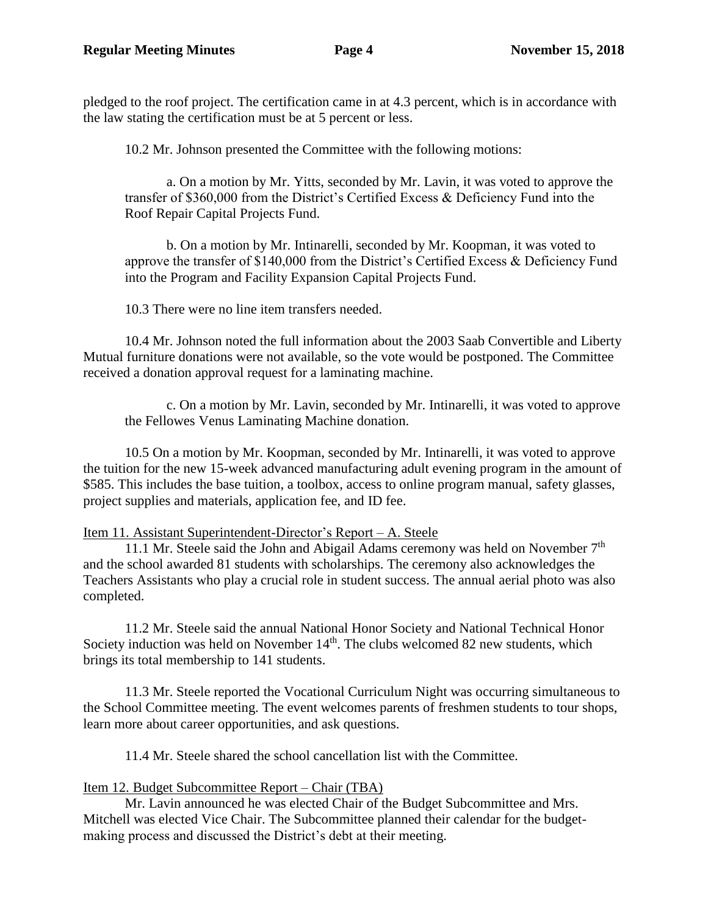pledged to the roof project. The certification came in at 4.3 percent, which is in accordance with the law stating the certification must be at 5 percent or less.

10.2 Mr. Johnson presented the Committee with the following motions:

a. On a motion by Mr. Yitts, seconded by Mr. Lavin, it was voted to approve the transfer of $360,000 from the District's Certified Excess & Deficiency Fund into the Roof Repair Capital Projects Fund.

b. On a motion by Mr. Intinarelli, seconded by Mr. Koopman, it was voted to approve the transfer of $140,000 from the District's Certified Excess & Deficiency Fund into the Program and Facility Expansion Capital Projects Fund.

10.3 There were no line item transfers needed.

10.4 Mr. Johnson noted the full information about the 2003 Saab Convertible and Liberty Mutual furniture donations were not available, so the vote would be postponed. The Committee received a donation approval request for a laminating machine.

c. On a motion by Mr. Lavin, seconded by Mr. Intinarelli, it was voted to approve the Fellowes Venus Laminating Machine donation.

10.5 On a motion by Mr. Koopman, seconded by Mr. Intinarelli, it was voted to approve the tuition for the new 15-week advanced manufacturing adult evening program in the amount of $585. This includes the base tuition, a toolbox, access to online program manual, safety glasses, project supplies and materials, application fee, and ID fee.

Item 11. Assistant Superintendent-Director's Report – A. Steele

11.1 Mr. Steele said the John and Abigail Adams ceremony was held on November 7th and the school awarded 81 students with scholarships. The ceremony also acknowledges the Teachers Assistants who play a crucial role in student success. The annual aerial photo was also completed.

11.2 Mr. Steele said the annual National Honor Society and National Technical Honor Society induction was held on November 14th. The clubs welcomed 82 new students, which brings its total membership to 141 students.

11.3 Mr. Steele reported the Vocational Curriculum Night was occurring simultaneous to the School Committee meeting. The event welcomes parents of freshmen students to tour shops, learn more about career opportunities, and ask questions.

11.4 Mr. Steele shared the school cancellation list with the Committee.

Item 12. Budget Subcommittee Report – Chair (TBA)

Mr. Lavin announced he was elected Chair of the Budget Subcommittee and Mrs. Mitchell was elected Vice Chair. The Subcommittee planned their calendar for the budget-making process and discussed the District's debt at their meeting.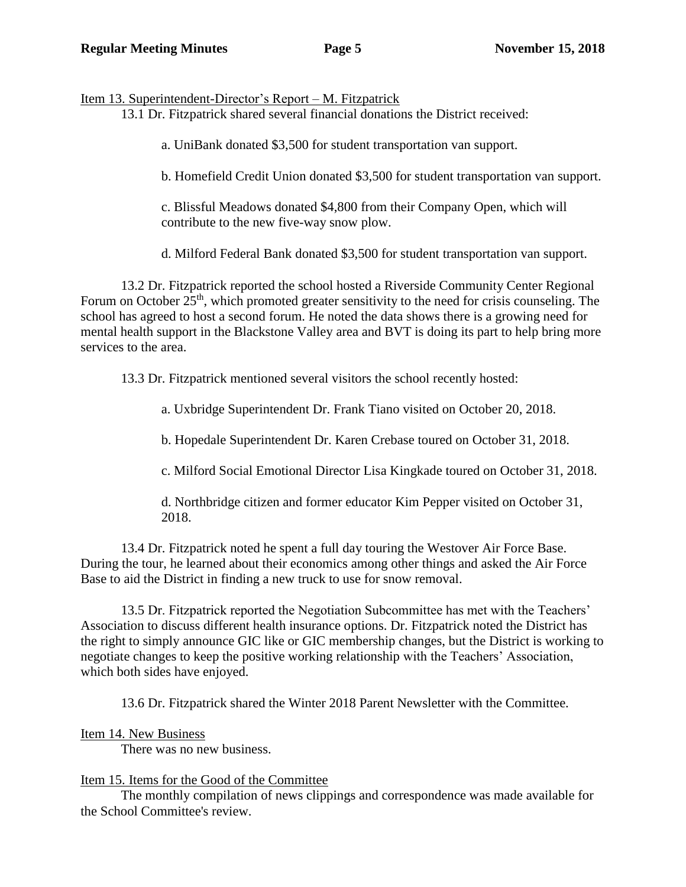Item 13. Superintendent-Director's Report – M. Fitzpatrick

13.1 Dr. Fitzpatrick shared several financial donations the District received:

a. UniBank donated $3,500 for student transportation van support.

b. Homefield Credit Union donated $3,500 for student transportation van support.

c. Blissful Meadows donated $4,800 from their Company Open, which will contribute to the new five-way snow plow.

d. Milford Federal Bank donated $3,500 for student transportation van support.

13.2 Dr. Fitzpatrick reported the school hosted a Riverside Community Center Regional Forum on October 25th, which promoted greater sensitivity to the need for crisis counseling. The school has agreed to host a second forum. He noted the data shows there is a growing need for mental health support in the Blackstone Valley area and BVT is doing its part to help bring more services to the area.

13.3 Dr. Fitzpatrick mentioned several visitors the school recently hosted:

a. Uxbridge Superintendent Dr. Frank Tiano visited on October 20, 2018.

b. Hopedale Superintendent Dr. Karen Crebase toured on October 31, 2018.

c. Milford Social Emotional Director Lisa Kingkade toured on October 31, 2018.

d. Northbridge citizen and former educator Kim Pepper visited on October 31, 2018.

13.4 Dr. Fitzpatrick noted he spent a full day touring the Westover Air Force Base. During the tour, he learned about their economics among other things and asked the Air Force Base to aid the District in finding a new truck to use for snow removal.

13.5 Dr. Fitzpatrick reported the Negotiation Subcommittee has met with the Teachers' Association to discuss different health insurance options. Dr. Fitzpatrick noted the District has the right to simply announce GIC like or GIC membership changes, but the District is working to negotiate changes to keep the positive working relationship with the Teachers' Association, which both sides have enjoyed.

13.6 Dr. Fitzpatrick shared the Winter 2018 Parent Newsletter with the Committee.

Item 14. New Business

There was no new business.

Item 15. Items for the Good of the Committee

The monthly compilation of news clippings and correspondence was made available for the School Committee's review.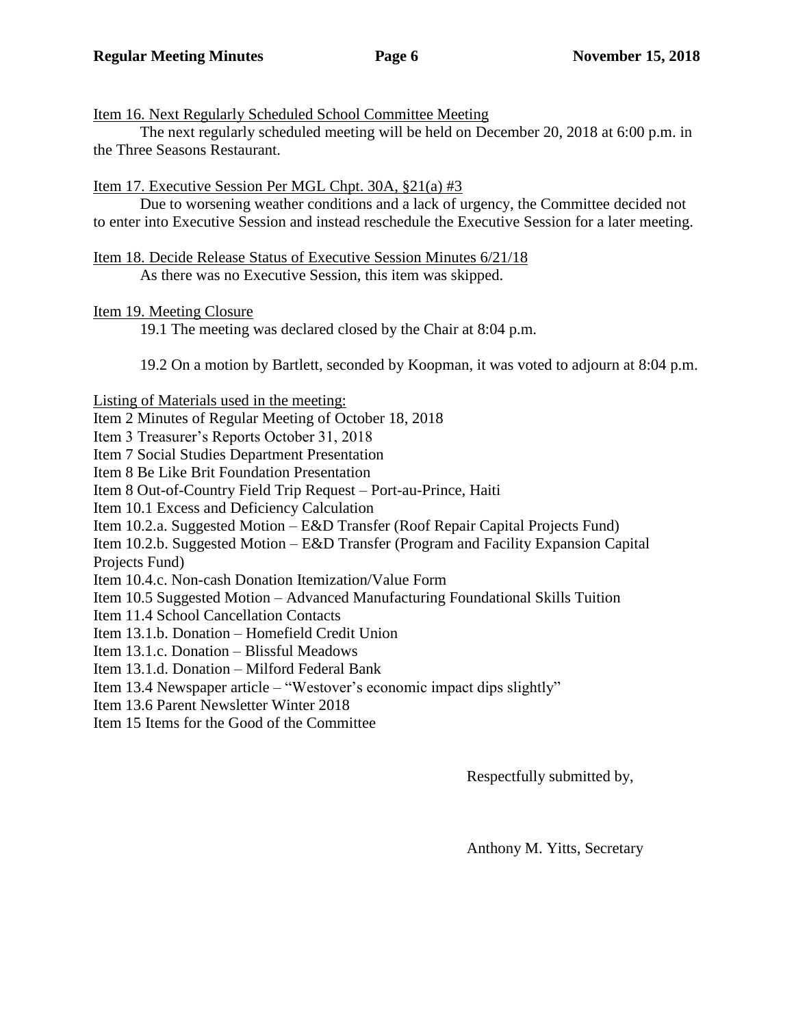Item 16. Next Regularly Scheduled School Committee Meeting

The next regularly scheduled meeting will be held on December 20, 2018 at 6:00 p.m. in the Three Seasons Restaurant.

Item 17. Executive Session Per MGL Chpt. 30A, §21(a) #3

Due to worsening weather conditions and a lack of urgency, the Committee decided not to enter into Executive Session and instead reschedule the Executive Session for a later meeting.

Item 18. Decide Release Status of Executive Session Minutes 6/21/18

As there was no Executive Session, this item was skipped.

Item 19. Meeting Closure

19.1 The meeting was declared closed by the Chair at 8:04 p.m.

19.2 On a motion by Bartlett, seconded by Koopman, it was voted to adjourn at 8:04 p.m.

Listing of Materials used in the meeting:

Item 2 Minutes of Regular Meeting of October 18, 2018
Item 3 Treasurer's Reports October 31, 2018
Item 7 Social Studies Department Presentation
Item 8 Be Like Brit Foundation Presentation
Item 8 Out-of-Country Field Trip Request – Port-au-Prince, Haiti
Item 10.1 Excess and Deficiency Calculation
Item 10.2.a. Suggested Motion – E&D Transfer (Roof Repair Capital Projects Fund)
Item 10.2.b. Suggested Motion – E&D Transfer (Program and Facility Expansion Capital Projects Fund)
Item 10.4.c. Non-cash Donation Itemization/Value Form
Item 10.5 Suggested Motion – Advanced Manufacturing Foundational Skills Tuition
Item 11.4 School Cancellation Contacts
Item 13.1.b. Donation – Homefield Credit Union
Item 13.1.c. Donation – Blissful Meadows
Item 13.1.d. Donation – Milford Federal Bank
Item 13.4 Newspaper article – "Westover's economic impact dips slightly"
Item 13.6 Parent Newsletter Winter 2018
Item 15 Items for the Good of the Committee

Respectfully submitted by,

Anthony M. Yitts, Secretary